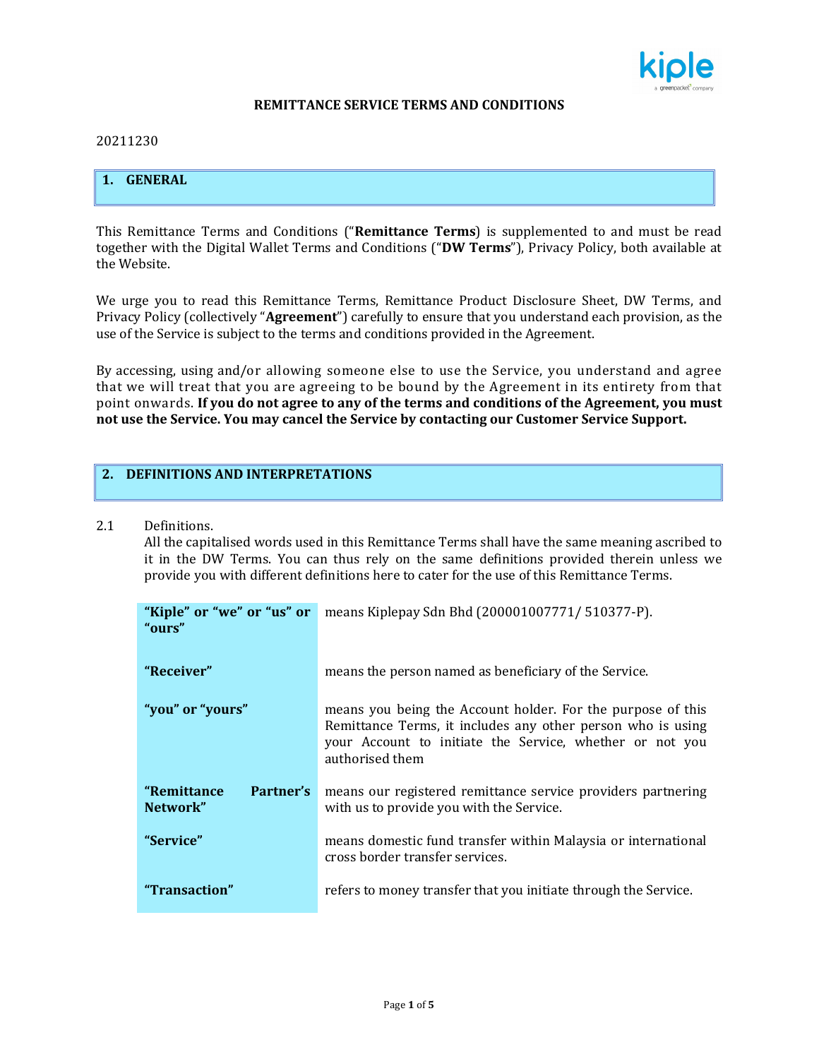# REMITTANCE SERVICE TERMS AND CONDITIONS

20211230

## 1. GENERAL

This Remittance Terms and Conditions ("**Remittance Terms**) is supplemented to and must be read together with the Digital Wallet Terms and Conditions ("**DW Terms**"), Privacy Policy, both available at the Website.

We urge you to read this Remittance Terms, Remittance Product Disclosure Sheet, DW Terms, and Privacy Policy (collectively "**Agreement**") carefully to ensure that you understand each provision, as the use of the Service is subject to the terms and conditions provided in the Agreement.

By accessing, using and/or allowing someone else to use the Service, you understand and agree that we will treat that you are agreeing to be bound by the Agreement in its entirety from that point onwards. **If you do not agree to any of the terms and conditions of the Agreement, you must not use the Service. You may cancel the Service by contacting our Customer Service Support.**

## 2. DEFINITIONS AND INTERPRETATIONS

2.1 Definitions.

All the capitalised words used in this Remittance Terms shall have the same meaning ascribed to it in the DW Terms. You can thus rely on the same definitions provided therein unless we provide you with different definitions here to cater for the use of this Remittance Terms.

| | |
|---|---|
| **"Kiple" or "we" or "us" or "ours"** | means Kiplepay Sdn Bhd (200001007771/ 510377-P). |
| **"Receiver"** | means the person named as beneficiary of the Service. |
| **"you" or "yours"** | means you being the Account holder. For the purpose of this Remittance Terms, it includes any other person who is using your Account to initiate the Service, whether or not you authorised them |
| **"Remittance Partner's Network"** | means our registered remittance service providers partnering with us to provide you with the Service. |
| **"Service"** | means domestic fund transfer within Malaysia or international cross border transfer services. |
| **"Transaction"** | refers to money transfer that you initiate through the Service. |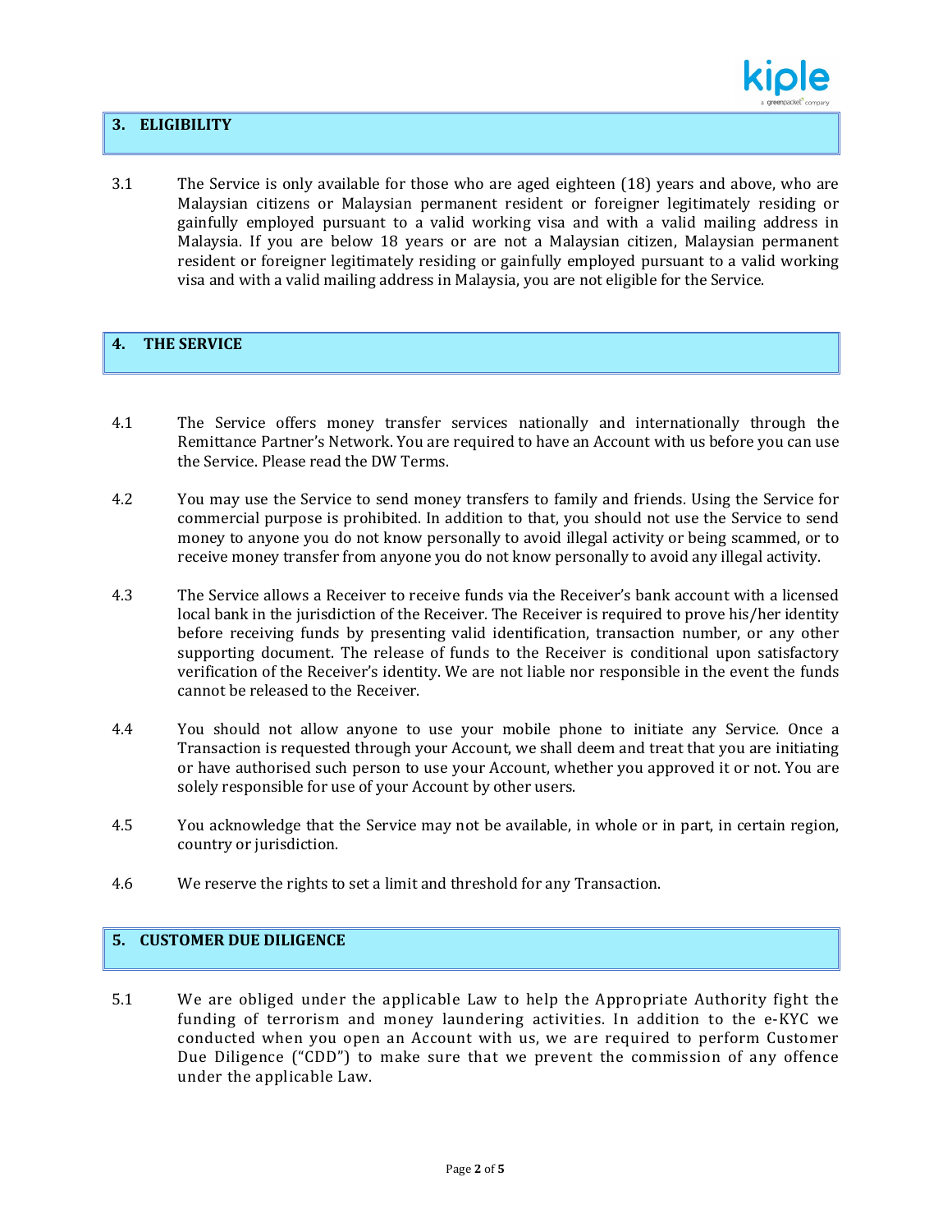## 3. ELIGIBILITY

3.1 The Service is only available for those who are aged eighteen (18) years and above, who are Malaysian citizens or Malaysian permanent resident or foreigner legitimately residing or gainfully employed pursuant to a valid working visa and with a valid mailing address in Malaysia. If you are below 18 years or are not a Malaysian citizen, Malaysian permanent resident or foreigner legitimately residing or gainfully employed pursuant to a valid working visa and with a valid mailing address in Malaysia, you are not eligible for the Service.

## 4. THE SERVICE

4.1 The Service offers money transfer services nationally and internationally through the Remittance Partner's Network. You are required to have an Account with us before you can use the Service. Please read the DW Terms.

4.2 You may use the Service to send money transfers to family and friends. Using the Service for commercial purpose is prohibited. In addition to that, you should not use the Service to send money to anyone you do not know personally to avoid illegal activity or being scammed, or to receive money transfer from anyone you do not know personally to avoid any illegal activity.

4.3 The Service allows a Receiver to receive funds via the Receiver's bank account with a licensed local bank in the jurisdiction of the Receiver. The Receiver is required to prove his/her identity before receiving funds by presenting valid identification, transaction number, or any other supporting document. The release of funds to the Receiver is conditional upon satisfactory verification of the Receiver's identity. We are not liable nor responsible in the event the funds cannot be released to the Receiver.

4.4 You should not allow anyone to use your mobile phone to initiate any Service. Once a Transaction is requested through your Account, we shall deem and treat that you are initiating or have authorised such person to use your Account, whether you approved it or not. You are solely responsible for use of your Account by other users.

4.5 You acknowledge that the Service may not be available, in whole or in part, in certain region, country or jurisdiction.

4.6 We reserve the rights to set a limit and threshold for any Transaction.

## 5. CUSTOMER DUE DILIGENCE

5.1 We are obliged under the applicable Law to help the Appropriate Authority fight the funding of terrorism and money laundering activities. In addition to the e-KYC we conducted when you open an Account with us, we are required to perform Customer Due Diligence ("CDD") to make sure that we prevent the commission of any offence under the applicable Law.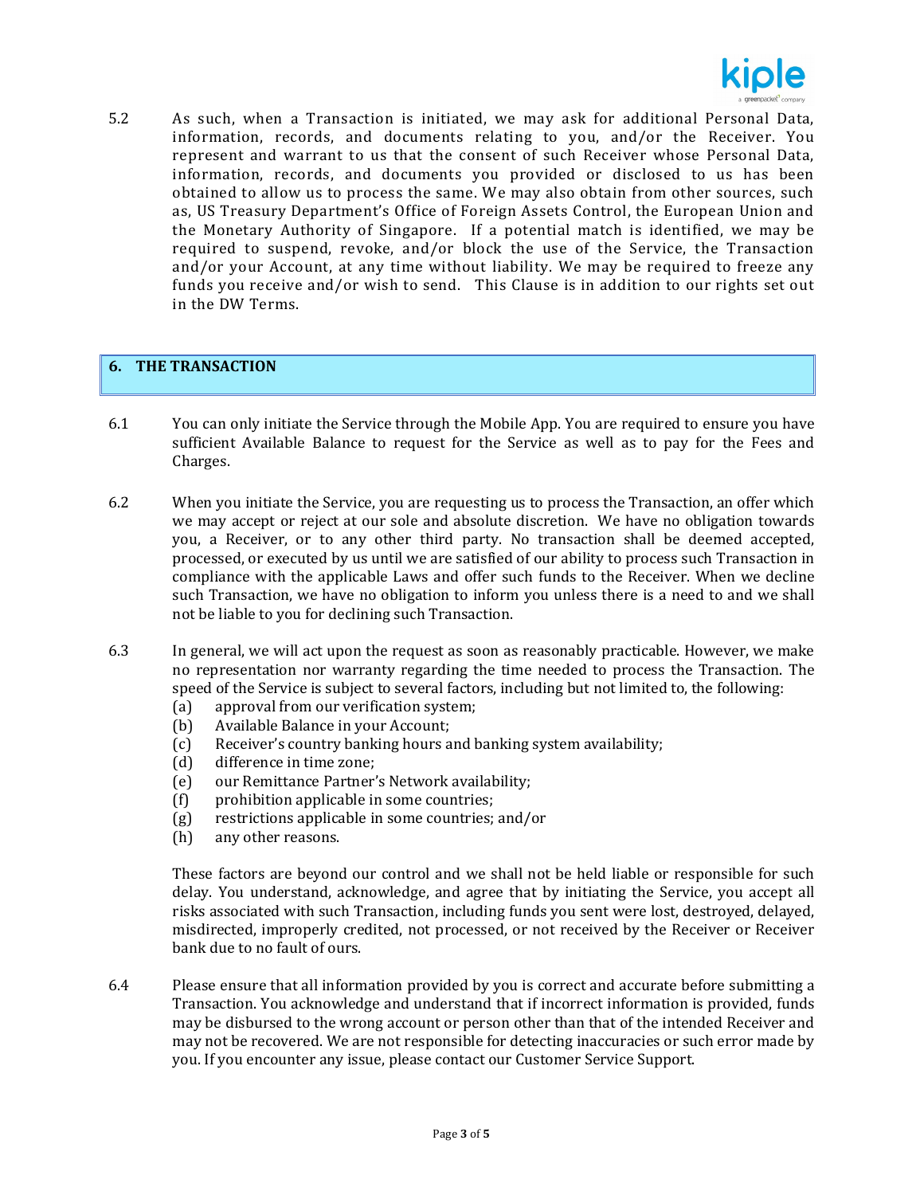5.2 As such, when a Transaction is initiated, we may ask for additional Personal Data, information, records, and documents relating to you, and/or the Receiver. You represent and warrant to us that the consent of such Receiver whose Personal Data, information, records, and documents you provided or disclosed to us has been obtained to allow us to process the same. We may also obtain from other sources, such as, US Treasury Department's Office of Foreign Assets Control, the European Union and the Monetary Authority of Singapore. If a potential match is identified, we may be required to suspend, revoke, and/or block the use of the Service, the Transaction and/or your Account, at any time without liability. We may be required to freeze any funds you receive and/or wish to send. This Clause is in addition to our rights set out in the DW Terms.

## 6. THE TRANSACTION

6.1 You can only initiate the Service through the Mobile App. You are required to ensure you have sufficient Available Balance to request for the Service as well as to pay for the Fees and Charges.

6.2 When you initiate the Service, you are requesting us to process the Transaction, an offer which we may accept or reject at our sole and absolute discretion. We have no obligation towards you, a Receiver, or to any other third party. No transaction shall be deemed accepted, processed, or executed by us until we are satisfied of our ability to process such Transaction in compliance with the applicable Laws and offer such funds to the Receiver. When we decline such Transaction, we have no obligation to inform you unless there is a need to and we shall not be liable to you for declining such Transaction.

6.3 In general, we will act upon the request as soon as reasonably practicable. However, we make no representation nor warranty regarding the time needed to process the Transaction. The speed of the Service is subject to several factors, including but not limited to, the following:

(a) approval from our verification system;
(b) Available Balance in your Account;
(c) Receiver's country banking hours and banking system availability;
(d) difference in time zone;
(e) our Remittance Partner's Network availability;
(f) prohibition applicable in some countries;
(g) restrictions applicable in some countries; and/or
(h) any other reasons.

These factors are beyond our control and we shall not be held liable or responsible for such delay. You understand, acknowledge, and agree that by initiating the Service, you accept all risks associated with such Transaction, including funds you sent were lost, destroyed, delayed, misdirected, improperly credited, not processed, or not received by the Receiver or Receiver bank due to no fault of ours.

6.4 Please ensure that all information provided by you is correct and accurate before submitting a Transaction. You acknowledge and understand that if incorrect information is provided, funds may be disbursed to the wrong account or person other than that of the intended Receiver and may not be recovered. We are not responsible for detecting inaccuracies or such error made by you. If you encounter any issue, please contact our Customer Service Support.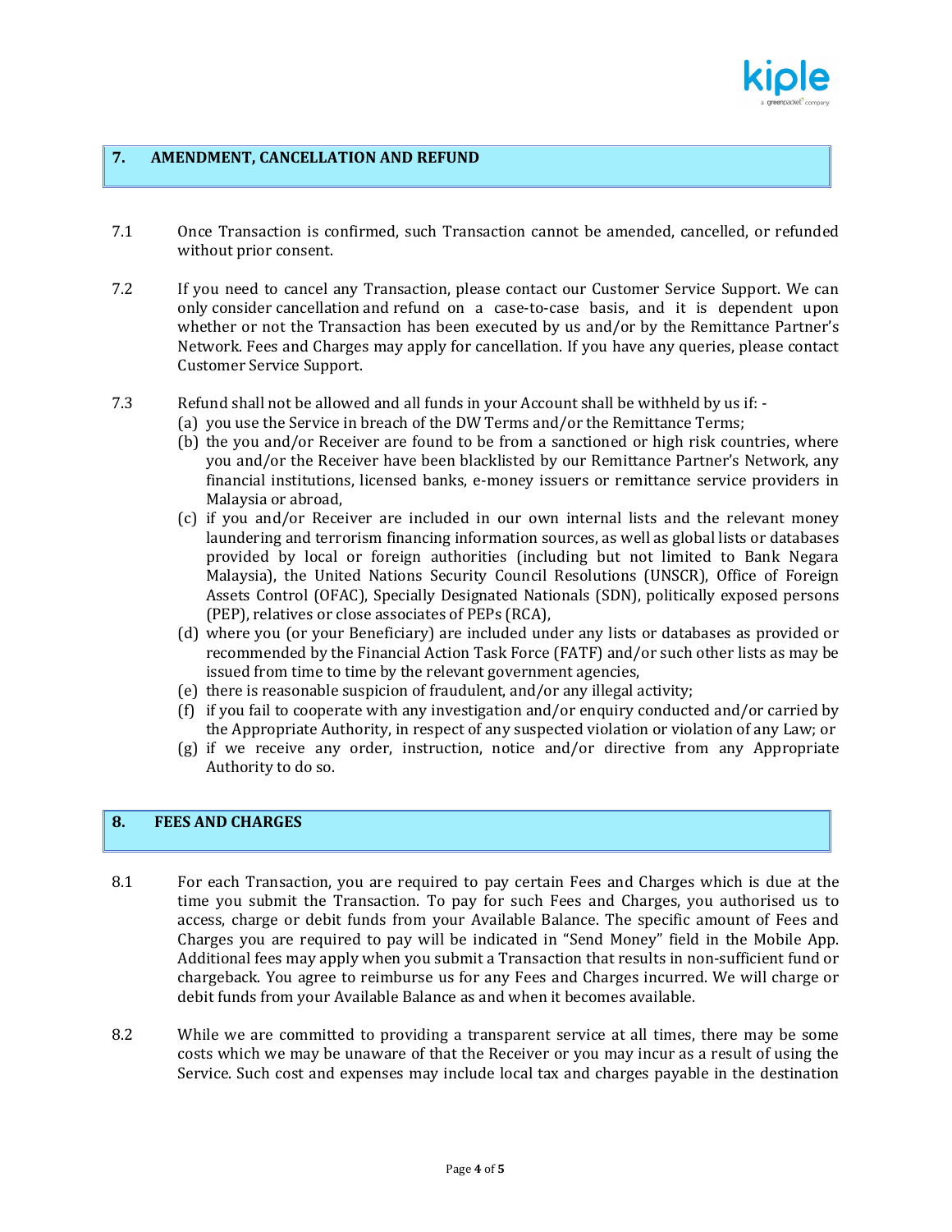## 7. AMENDMENT, CANCELLATION AND REFUND

7.1 Once Transaction is confirmed, such Transaction cannot be amended, cancelled, or refunded without prior consent.

7.2 If you need to cancel any Transaction, please contact our Customer Service Support. We can only consider cancellation and refund on a case-to-case basis, and it is dependent upon whether or not the Transaction has been executed by us and/or by the Remittance Partner's Network. Fees and Charges may apply for cancellation. If you have any queries, please contact Customer Service Support.

7.3 Refund shall not be allowed and all funds in your Account shall be withheld by us if: -

(a) you use the Service in breach of the DW Terms and/or the Remittance Terms;

(b) the you and/or Receiver are found to be from a sanctioned or high risk countries, where you and/or the Receiver have been blacklisted by our Remittance Partner's Network, any financial institutions, licensed banks, e-money issuers or remittance service providers in Malaysia or abroad,

(c) if you and/or Receiver are included in our own internal lists and the relevant money laundering and terrorism financing information sources, as well as global lists or databases provided by local or foreign authorities (including but not limited to Bank Negara Malaysia), the United Nations Security Council Resolutions (UNSCR), Office of Foreign Assets Control (OFAC), Specially Designated Nationals (SDN), politically exposed persons (PEP), relatives or close associates of PEPs (RCA),

(d) where you (or your Beneficiary) are included under any lists or databases as provided or recommended by the Financial Action Task Force (FATF) and/or such other lists as may be issued from time to time by the relevant government agencies,

(e) there is reasonable suspicion of fraudulent, and/or any illegal activity;

(f) if you fail to cooperate with any investigation and/or enquiry conducted and/or carried by the Appropriate Authority, in respect of any suspected violation or violation of any Law; or

(g) if we receive any order, instruction, notice and/or directive from any Appropriate Authority to do so.

## 8. FEES AND CHARGES

8.1 For each Transaction, you are required to pay certain Fees and Charges which is due at the time you submit the Transaction. To pay for such Fees and Charges, you authorised us to access, charge or debit funds from your Available Balance. The specific amount of Fees and Charges you are required to pay will be indicated in "Send Money" field in the Mobile App. Additional fees may apply when you submit a Transaction that results in non-sufficient fund or chargeback. You agree to reimburse us for any Fees and Charges incurred. We will charge or debit funds from your Available Balance as and when it becomes available.

8.2 While we are committed to providing a transparent service at all times, there may be some costs which we may be unaware of that the Receiver or you may incur as a result of using the Service. Such cost and expenses may include local tax and charges payable in the destination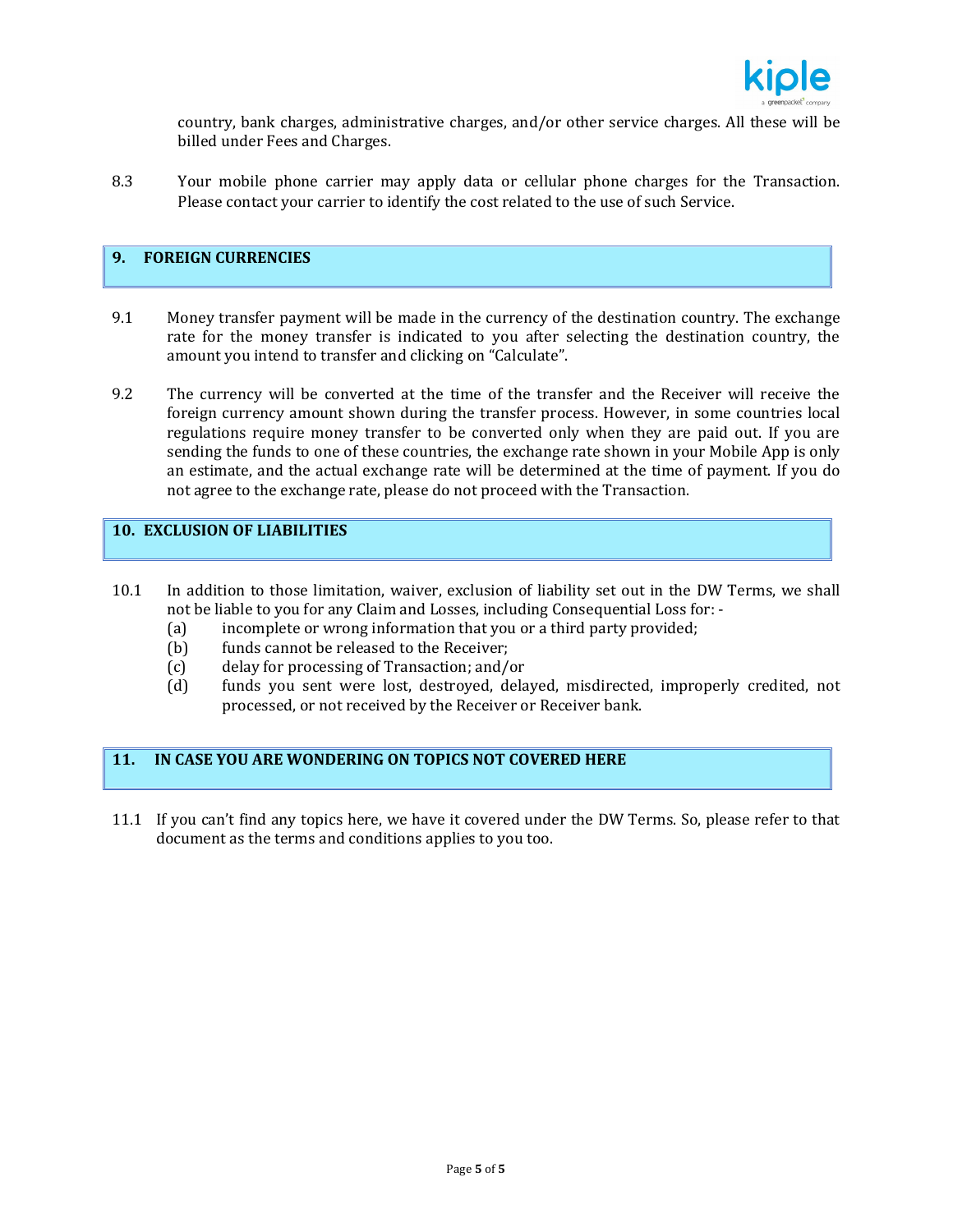country, bank charges, administrative charges, and/or other service charges. All these will be billed under Fees and Charges.

8.3 Your mobile phone carrier may apply data or cellular phone charges for the Transaction. Please contact your carrier to identify the cost related to the use of such Service.

## 9. FOREIGN CURRENCIES

9.1 Money transfer payment will be made in the currency of the destination country. The exchange rate for the money transfer is indicated to you after selecting the destination country, the amount you intend to transfer and clicking on "Calculate".

9.2 The currency will be converted at the time of the transfer and the Receiver will receive the foreign currency amount shown during the transfer process. However, in some countries local regulations require money transfer to be converted only when they are paid out. If you are sending the funds to one of these countries, the exchange rate shown in your Mobile App is only an estimate, and the actual exchange rate will be determined at the time of payment. If you do not agree to the exchange rate, please do not proceed with the Transaction.

## 10. EXCLUSION OF LIABILITIES

10.1 In addition to those limitation, waiver, exclusion of liability set out in the DW Terms, we shall not be liable to you for any Claim and Losses, including Consequential Loss for: -

(a) incomplete or wrong information that you or a third party provided;

(b) funds cannot be released to the Receiver;

(c) delay for processing of Transaction; and/or

(d) funds you sent were lost, destroyed, delayed, misdirected, improperly credited, not processed, or not received by the Receiver or Receiver bank.

## 11. IN CASE YOU ARE WONDERING ON TOPICS NOT COVERED HERE

11.1 If you can't find any topics here, we have it covered under the DW Terms. So, please refer to that document as the terms and conditions applies to you too.